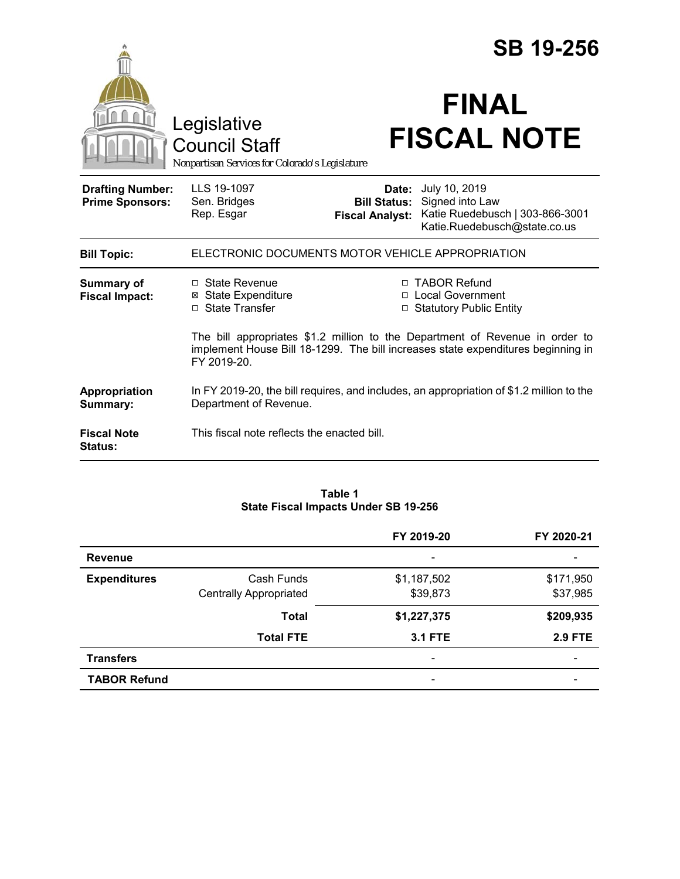# SB 19-256

Legislative Council Staff

*Nonpartisan Services for Colorado's Legislature*

# FINAL FISCAL NOTE

| | | | |
|---|---|---|---|
| **Drafting Number:** | LLS 19-1097 | **Date:** | July 10, 2019 |
| **Prime Sponsors:** | Sen. Bridges<br>Rep. Esgar | **Bill Status:** | Signed into Law |
| | | **Fiscal Analyst:** | Katie Ruedebusch \| 303-866-3001<br>Katie.Ruedebusch@state.co.us |

**Bill Topic:** ELECTRONIC DOCUMENTS MOTOR VEHICLE APPROPRIATION

**Summary of Fiscal Impact:**

- ☐ State Revenue
- ☒ State Expenditure
- ☐ State Transfer
- ☐ TABOR Refund
- ☐ Local Government
- ☐ Statutory Public Entity

The bill appropriates $1.2 million to the Department of Revenue in order to implement House Bill 18-1299. The bill increases state expenditures beginning in FY 2019-20.

**Appropriation Summary:** In FY 2019-20, the bill requires, and includes, an appropriation of $1.2 million to the Department of Revenue.

**Fiscal Note Status:** This fiscal note reflects the enacted bill.

**Table 1**
**State Fiscal Impacts Under SB 19-256**

| | | FY 2019-20 | FY 2020-21 |
|---|---|---|---|
| **Revenue** | | - | - |
| **Expenditures** | Cash Funds | $1,187,502 | $171,950 |
| | Centrally Appropriated | $39,873 | $37,985 |
| | **Total** | **$1,227,375** | **$209,935** |
| | **Total FTE** | **3.1 FTE** | **2.9 FTE** |
| **Transfers** | | - | - |
| **TABOR Refund** | | - | - |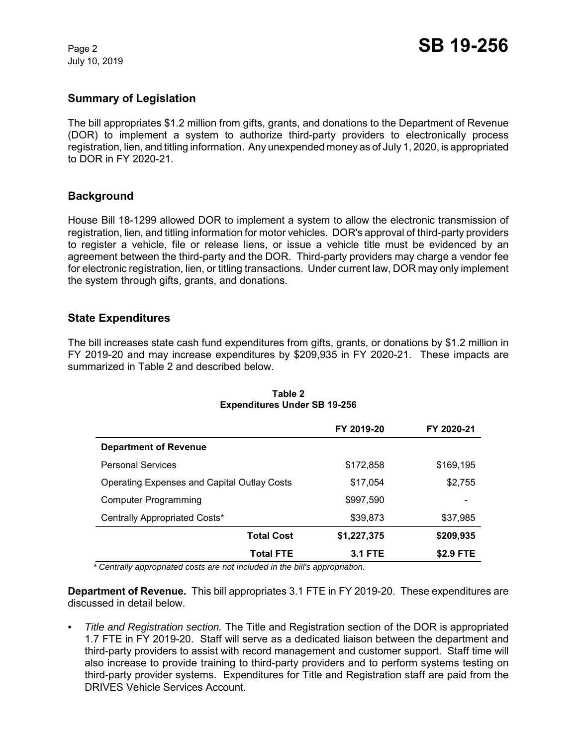## Summary of Legislation

The bill appropriates $1.2 million from gifts, grants, and donations to the Department of Revenue (DOR) to implement a system to authorize third-party providers to electronically process registration, lien, and titling information. Any unexpended money as of July 1, 2020, is appropriated to DOR in FY 2020-21.

## Background

House Bill 18-1299 allowed DOR to implement a system to allow the electronic transmission of registration, lien, and titling information for motor vehicles. DOR's approval of third-party providers to register a vehicle, file or release liens, or issue a vehicle title must be evidenced by an agreement between the third-party and the DOR. Third-party providers may charge a vendor fee for electronic registration, lien, or titling transactions. Under current law, DOR may only implement the system through gifts, grants, and donations.

## State Expenditures

The bill increases state cash fund expenditures from gifts, grants, or donations by $1.2 million in FY 2019-20 and may increase expenditures by $209,935 in FY 2020-21. These impacts are summarized in Table 2 and described below.

**Table 2**
**Expenditures Under SB 19-256**

| | FY 2019-20 | FY 2020-21 |
|---|---|---|
| **Department of Revenue** | | |
| Personal Services | $172,858 | $169,195 |
| Operating Expenses and Capital Outlay Costs | $17,054 | $2,755 |
| Computer Programming | $997,590 | - |
| Centrally Appropriated Costs* | $39,873 | $37,985 |
| **Total Cost** | **$1,227,375** | **$209,935** |
| **Total FTE** | **3.1 FTE** | **$2.9 FTE** |

*\* Centrally appropriated costs are not included in the bill's appropriation.*

**Department of Revenue.** This bill appropriates 3.1 FTE in FY 2019-20. These expenditures are discussed in detail below.

- *Title and Registration section.* The Title and Registration section of the DOR is appropriated 1.7 FTE in FY 2019-20. Staff will serve as a dedicated liaison between the department and third-party providers to assist with record management and customer support. Staff time will also increase to provide training to third-party providers and to perform systems testing on third-party provider systems. Expenditures for Title and Registration staff are paid from the DRIVES Vehicle Services Account.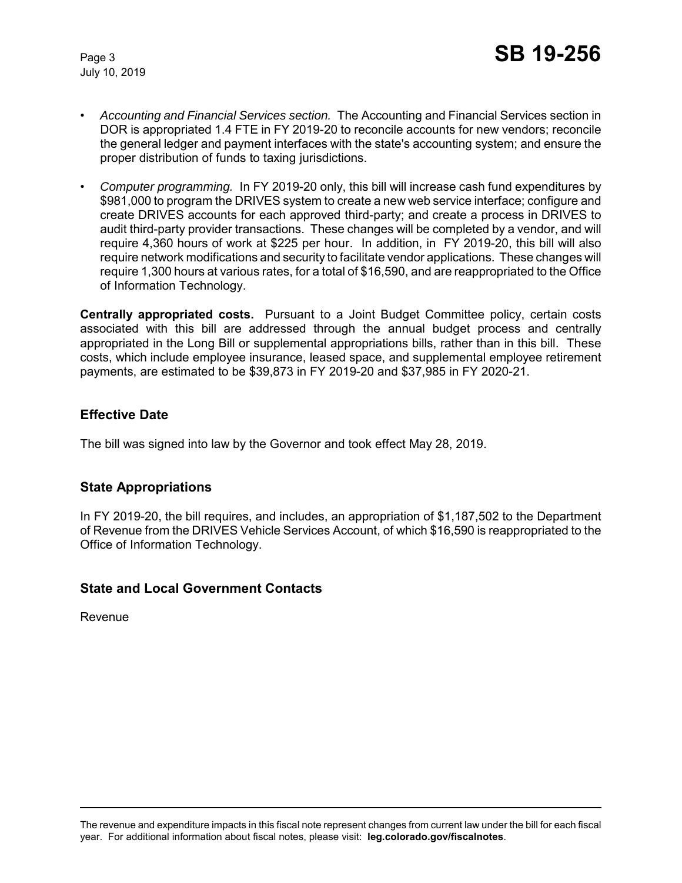- *Accounting and Financial Services section.* The Accounting and Financial Services section in DOR is appropriated 1.4 FTE in FY 2019-20 to reconcile accounts for new vendors; reconcile the general ledger and payment interfaces with the state's accounting system; and ensure the proper distribution of funds to taxing jurisdictions.

- *Computer programming.* In FY 2019-20 only, this bill will increase cash fund expenditures by $981,000 to program the DRIVES system to create a new web service interface; configure and create DRIVES accounts for each approved third-party; and create a process in DRIVES to audit third-party provider transactions. These changes will be completed by a vendor, and will require 4,360 hours of work at $225 per hour. In addition, in FY 2019-20, this bill will also require network modifications and security to facilitate vendor applications. These changes will require 1,300 hours at various rates, for a total of $16,590, and are reappropriated to the Office of Information Technology.

**Centrally appropriated costs.** Pursuant to a Joint Budget Committee policy, certain costs associated with this bill are addressed through the annual budget process and centrally appropriated in the Long Bill or supplemental appropriations bills, rather than in this bill. These costs, which include employee insurance, leased space, and supplemental employee retirement payments, are estimated to be $39,873 in FY 2019-20 and $37,985 in FY 2020-21.

## Effective Date

The bill was signed into law by the Governor and took effect May 28, 2019.

## State Appropriations

In FY 2019-20, the bill requires, and includes, an appropriation of $1,187,502 to the Department of Revenue from the DRIVES Vehicle Services Account, of which $16,590 is reappropriated to the Office of Information Technology.

## State and Local Government Contacts

Revenue

The revenue and expenditure impacts in this fiscal note represent changes from current law under the bill for each fiscal year. For additional information about fiscal notes, please visit: **leg.colorado.gov/fiscalnotes**.